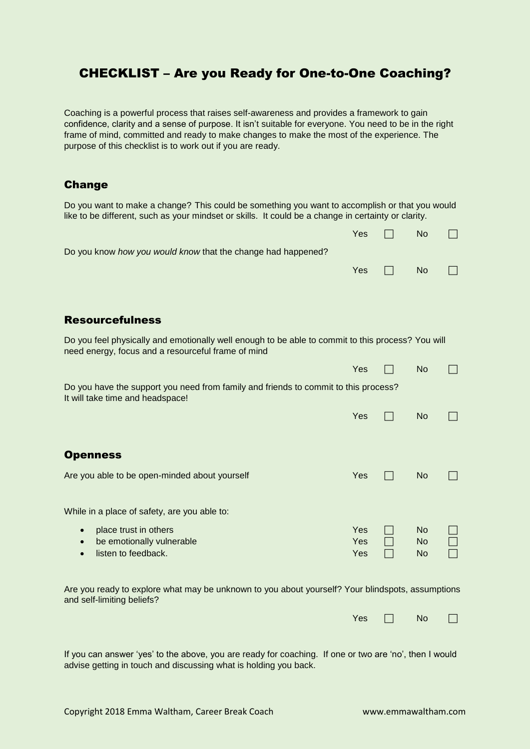# CHECKLIST – Are you Ready for One-to-One Coaching?

Coaching is a powerful process that raises self-awareness and provides a framework to gain confidence, clarity and a sense of purpose. It isn't suitable for everyone. You need to be in the right frame of mind, committed and ready to make changes to make the most of the experience. The purpose of this checklist is to work out if you are ready.

## Change

Do you want to make a change? This could be something you want to accomplish or that you would like to be different, such as your mindset or skills. It could be a change in certainty or clarity.

Yes ☐ No ☐

Do you know *how you would know* that the change had happened?

Yes ☐ No ☐

## Resourcefulness

Do you feel physically and emotionally well enough to be able to commit to this process? You will need energy, focus and a resourceful frame of mind

Yes ☐ No ☐

Do you have the support you need from family and friends to commit to this process? It will take time and headspace!

Yes ☐ No ☐

## Openness

Are you able to be open-minded about yourself Yes ☐ No ☐

While in a place of safety, are you able to:

- place trust in others Yes ☐ No ☐
- be emotionally vulnerable Yes ☐ No ☐
- listen to feedback. Yes ☐ No ☐

Are you ready to explore what may be unknown to you about yourself? Your blindspots, assumptions and self-limiting beliefs?

Yes ☐ No ☐

If you can answer 'yes' to the above, you are ready for coaching. If one or two are 'no', then I would advise getting in touch and discussing what is holding you back.

Copyright 2018 Emma Waltham, Career Break Coach www.emmawaltham.com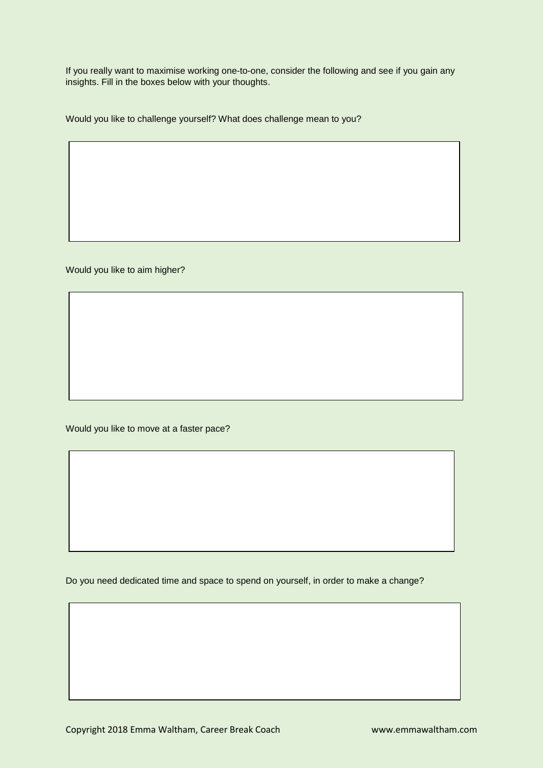If you really want to maximise working one-to-one, consider the following and see if you gain any insights. Fill in the boxes below with your thoughts.

Would you like to challenge yourself? What does challenge mean to you?

Would you like to aim higher?

Would you like to move at a faster pace?

Do you need dedicated time and space to spend on yourself, in order to make a change?

Copyright 2018 Emma Waltham, Career Break Coach www.emmawaltham.com